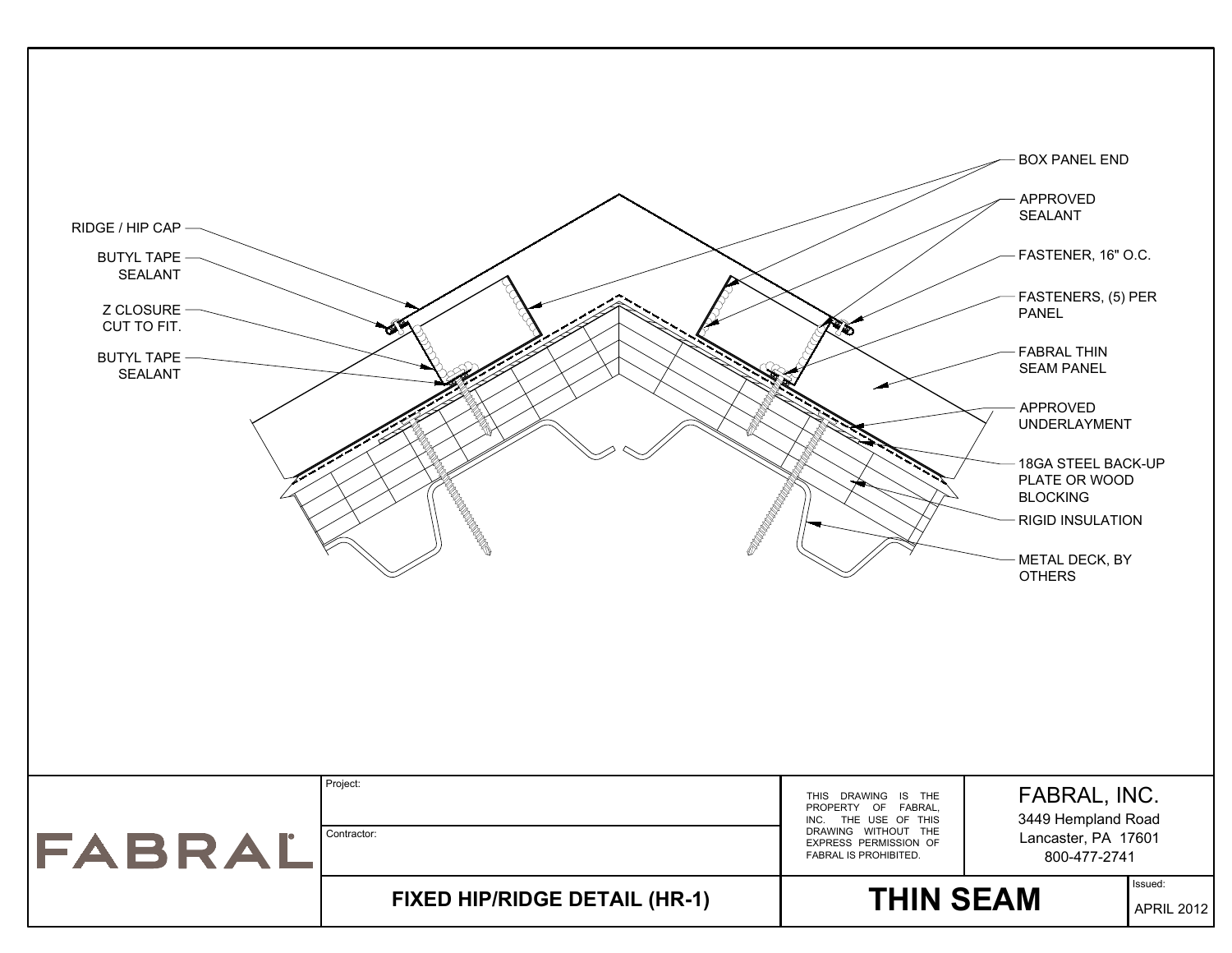RIDGE / HIP CAP

BUTYL TAPE SEALANT

Z CLOSURE CUT TO FIT.

BUTYL TAPE SEALANT

BOX PANEL END

APPROVED SEALANT

FASTENER, 16" O.C.

FASTENERS, (5) PER PANEL

FABRAL THIN SEAM PANEL

APPROVED UNDERLAYMENT

18GA STEEL BACK-UP PLATE OR WOOD BLOCKING

RIGID INSULATION

METAL DECK, BY OTHERS

| FABRAL | Project: | THIS DRAWING IS THE PROPERTY OF FABRAL, INC. THE USE OF THIS DRAWING WITHOUT THE EXPRESS PERMISSION OF FABRAL IS PROHIBITED. | FABRAL, INC. 3449 Hempland Road Lancaster, PA 17601 800-477-2741 | |
|---|---|---|---|---|
| | Contractor: | | | |
| | **FIXED HIP/RIDGE DETAIL (HR-1)** | **THIN SEAM** | | Issued: APRIL 2012 |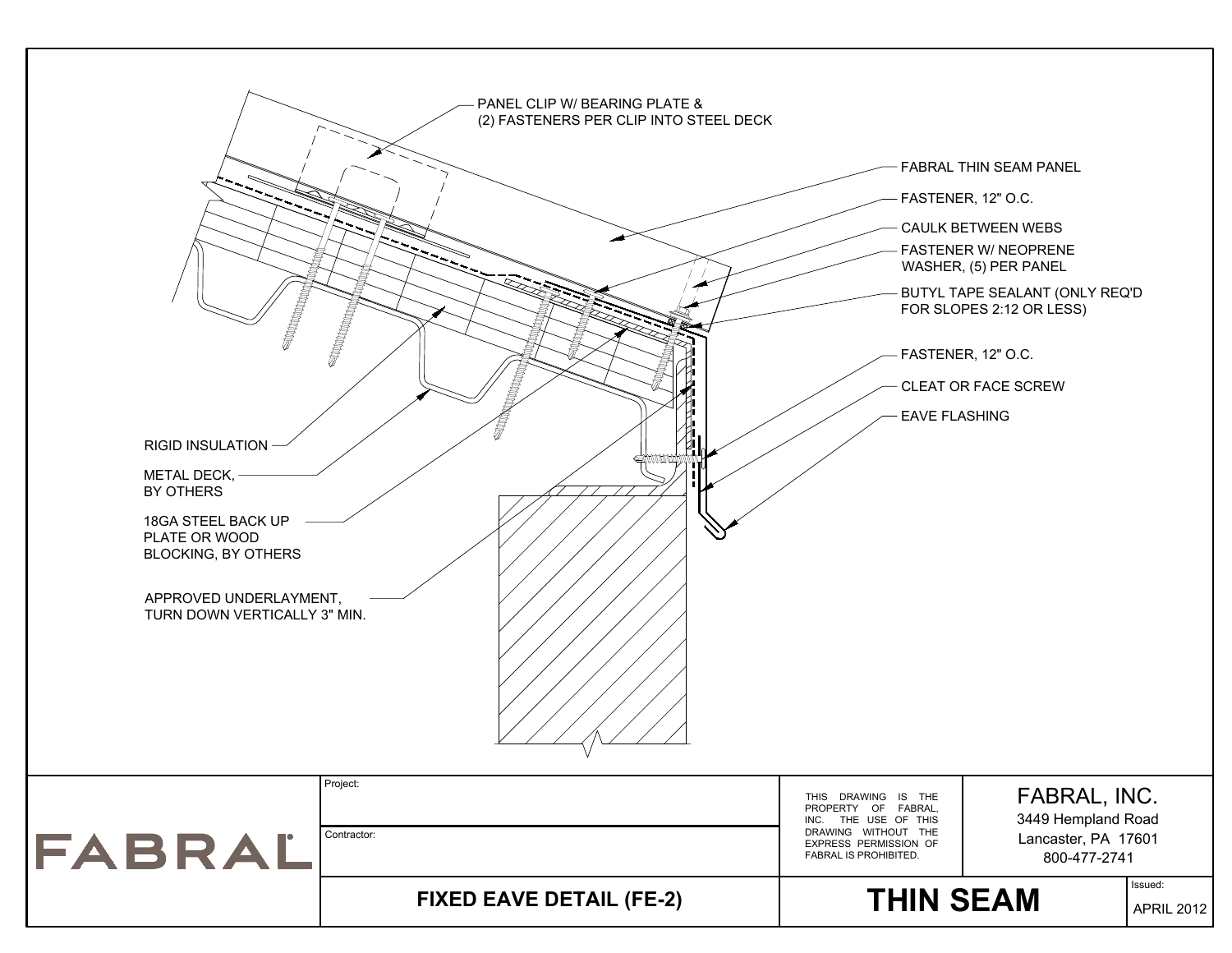PANEL CLIP W/ BEARING PLATE & (2) FASTENERS PER CLIP INTO STEEL DECK

FABRAL THIN SEAM PANEL

FASTENER, 12" O.C.

CAULK BETWEEN WEBS

FASTENER W/ NEOPRENE WASHER, (5) PER PANEL

BUTYL TAPE SEALANT (ONLY REQ'D FOR SLOPES 2:12 OR LESS)

FASTENER, 12" O.C.

CLEAT OR FACE SCREW

EAVE FLASHING

RIGID INSULATION

METAL DECK, BY OTHERS

18GA STEEL BACK UP PLATE OR WOOD BLOCKING, BY OTHERS

APPROVED UNDERLAYMENT, TURN DOWN VERTICALLY 3" MIN.

| FABRAL | Project: | THIS DRAWING IS THE PROPERTY OF FABRAL, INC. THE USE OF THIS DRAWING WITHOUT THE EXPRESS PERMISSION OF FABRAL IS PROHIBITED. | FABRAL, INC. 3449 Hempland Road Lancaster, PA 17601 800-477-2741 |
|---|---|---|---|
| | Contractor: | | |
| | **FIXED EAVE DETAIL (FE-2)** | **THIN SEAM** | Issued: APRIL 2012 |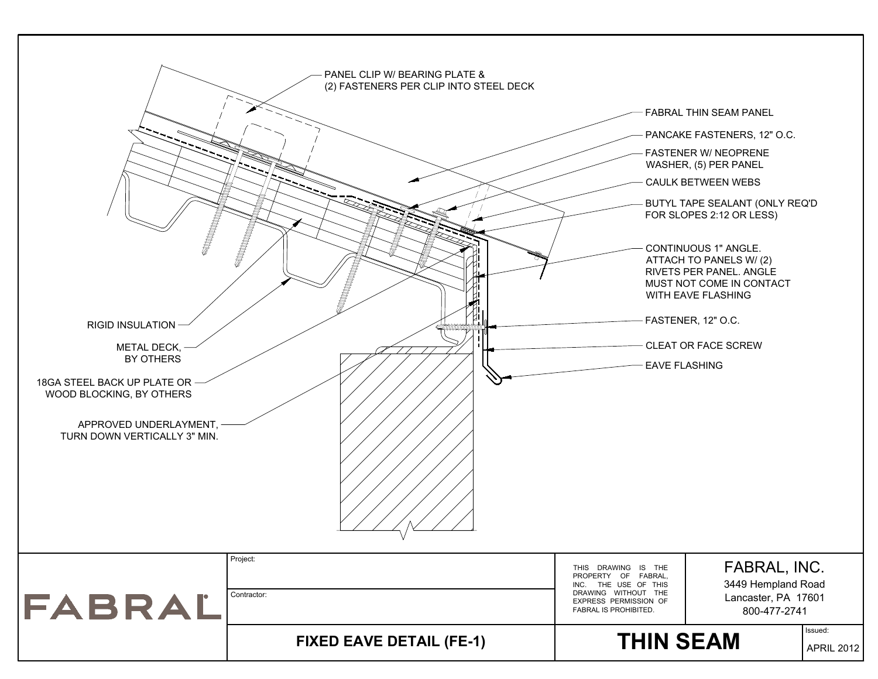PANEL CLIP W/ BEARING PLATE &
(2) FASTENERS PER CLIP INTO STEEL DECK

FABRAL THIN SEAM PANEL

PANCAKE FASTENERS, 12" O.C.

FASTENER W/ NEOPRENE
WASHER, (5) PER PANEL

CAULK BETWEEN WEBS

BUTYL TAPE SEALANT (ONLY REQ'D
FOR SLOPES 2:12 OR LESS)

CONTINUOUS 1" ANGLE.
ATTACH TO PANELS W/ (2)
RIVETS PER PANEL. ANGLE
MUST NOT COME IN CONTACT
WITH EAVE FLASHING

FASTENER, 12" O.C.

CLEAT OR FACE SCREW

EAVE FLASHING

RIGID INSULATION

METAL DECK,
BY OTHERS

18GA STEEL BACK UP PLATE OR
WOOD BLOCKING, BY OTHERS

APPROVED UNDERLAYMENT,
TURN DOWN VERTICALLY 3" MIN.

| FABRAL | Project: | THIS DRAWING IS THE PROPERTY OF FABRAL, INC. THE USE OF THIS DRAWING WITHOUT THE EXPRESS PERMISSION OF FABRAL IS PROHIBITED. | FABRAL, INC. 3449 Hempland Road Lancaster, PA 17601 800-477-2741 | |
|---|---|---|---|---|
| | Contractor: | | | |
| | **FIXED EAVE DETAIL (FE-1)** | **THIN SEAM** | | Issued: APRIL 2012 |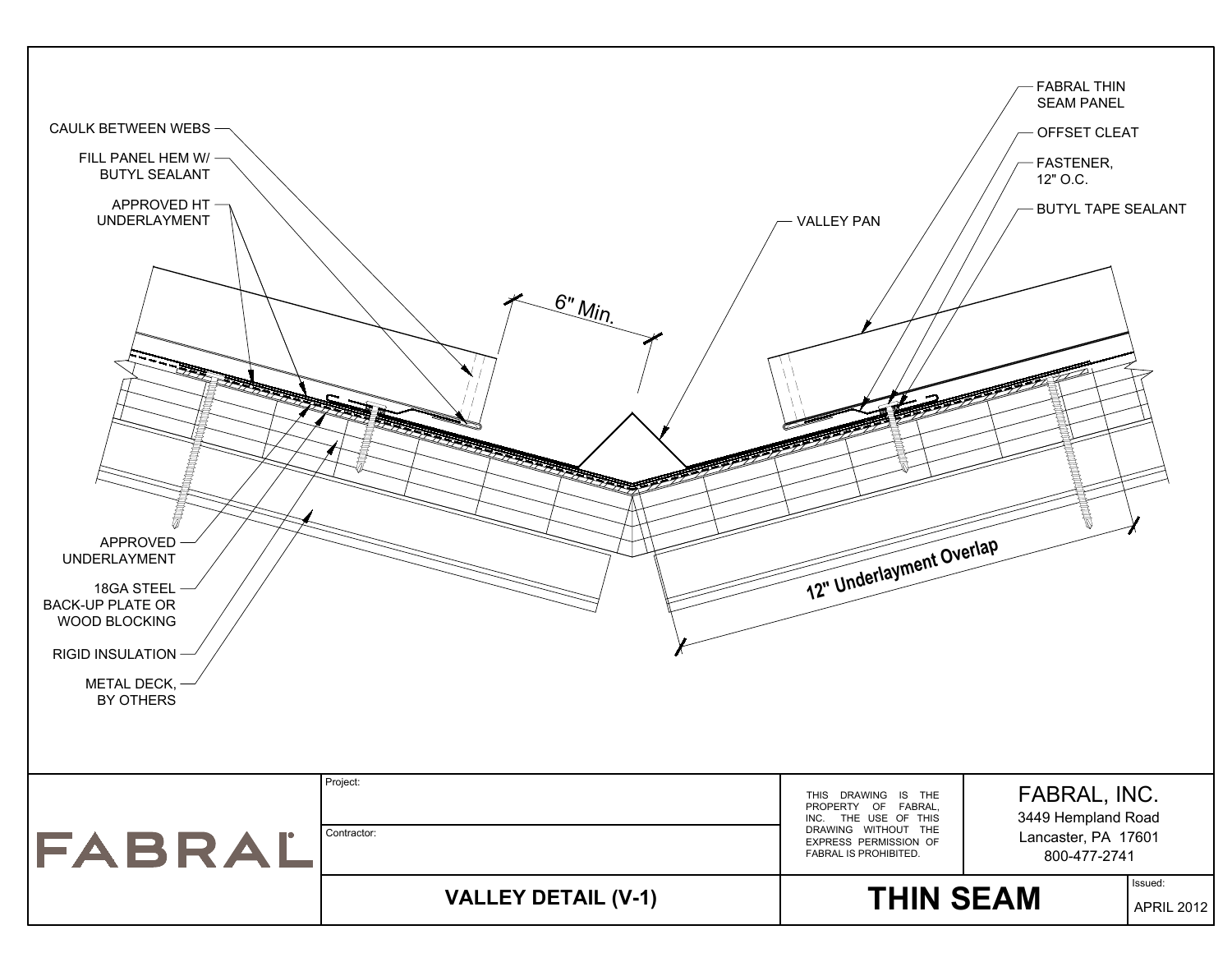CAULK BETWEEN WEBS

FILL PANEL HEM W/ BUTYL SEALANT

APPROVED HT UNDERLAYMENT

VALLEY PAN

FABRAL THIN SEAM PANEL

OFFSET CLEAT

FASTENER, 12" O.C.

BUTYL TAPE SEALANT

6" Min.

APPROVED UNDERLAYMENT

18GA STEEL BACK-UP PLATE OR WOOD BLOCKING

RIGID INSULATION

METAL DECK, BY OTHERS

12" Underlayment Overlap

| FABRAL | Project: | THIS DRAWING IS THE PROPERTY OF FABRAL, INC. THE USE OF THIS DRAWING WITHOUT THE EXPRESS PERMISSION OF FABRAL IS PROHIBITED. | FABRAL, INC. 3449 Hempland Road Lancaster, PA 17601 800-477-2741 |
|---|---|---|---|
| | Contractor: | | |
| | **VALLEY DETAIL (V-1)** | **THIN SEAM** | Issued: APRIL 2012 |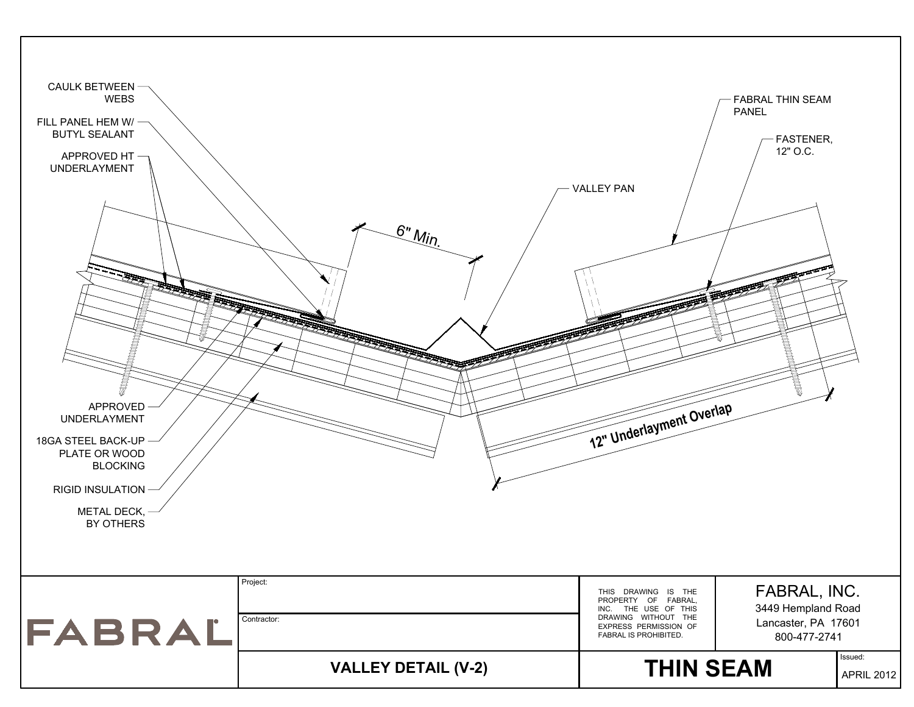CAULK BETWEEN WEBS

FILL PANEL HEM W/ BUTYL SEALANT

APPROVED HT UNDERLAYMENT

6" Min.

VALLEY PAN

FABRAL THIN SEAM PANEL

FASTENER, 12" O.C.

APPROVED UNDERLAYMENT

18GA STEEL BACK-UP PLATE OR WOOD BLOCKING

RIGID INSULATION

METAL DECK, BY OTHERS

12" Underlayment Overlap

| | | | |
|---|---|---|---|
| FABRAL | Project: | THIS DRAWING IS THE PROPERTY OF FABRAL, INC. THE USE OF THIS DRAWING WITHOUT THE EXPRESS PERMISSION OF FABRAL IS PROHIBITED. | FABRAL, INC. 3449 Hempland Road Lancaster, PA 17601 800-477-2741 |
| | Contractor: | | |
| | **VALLEY DETAIL (V-2)** | **THIN SEAM** | Issued: APRIL 2012 |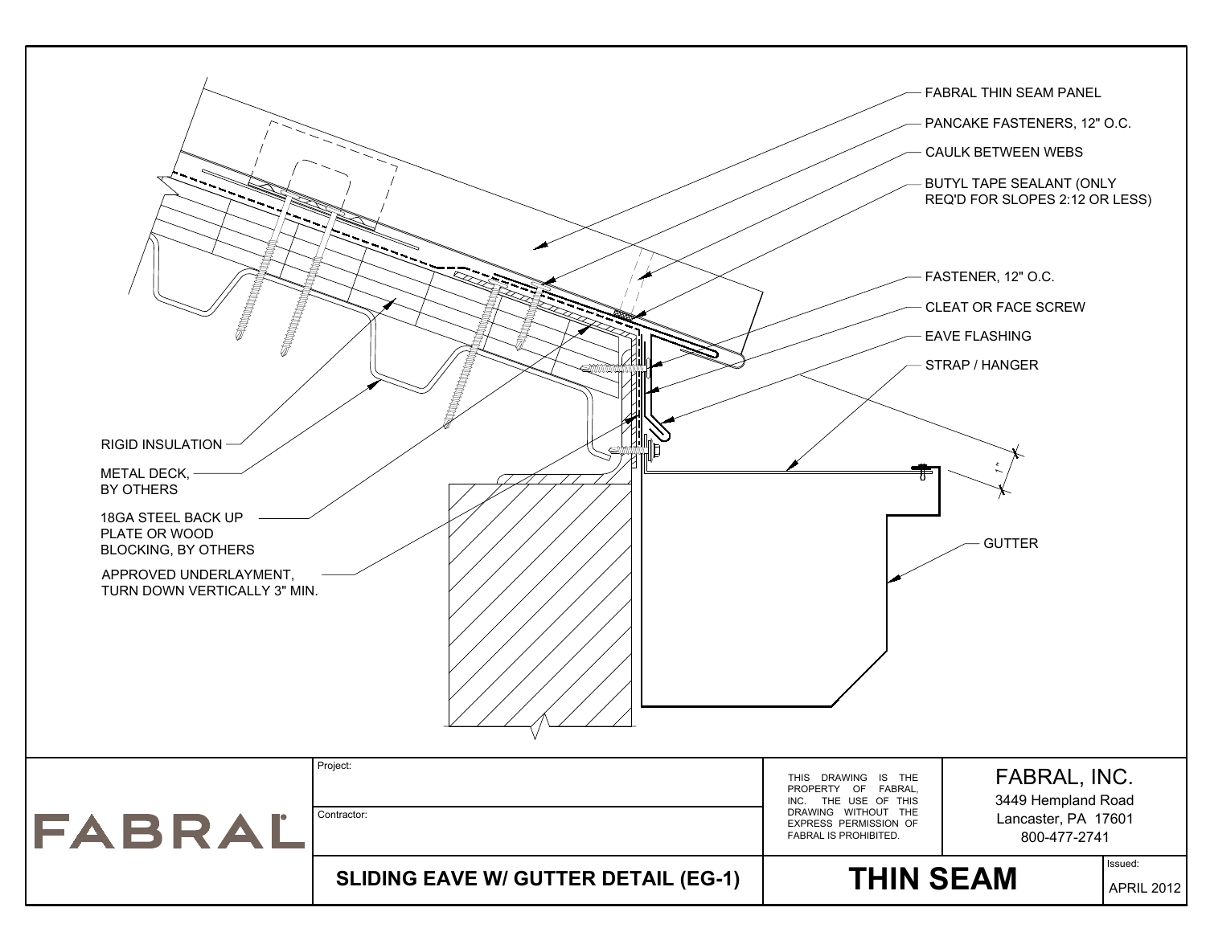FABRAL THIN SEAM PANEL

PANCAKE FASTENERS, 12" O.C.

CAULK BETWEEN WEBS

BUTYL TAPE SEALANT (ONLY REQ'D FOR SLOPES 2:12 OR LESS)

FASTENER, 12" O.C.

CLEAT OR FACE SCREW

EAVE FLASHING

STRAP / HANGER

1"

GUTTER

RIGID INSULATION

METAL DECK, BY OTHERS

18GA STEEL BACK UP PLATE OR WOOD BLOCKING, BY OTHERS

APPROVED UNDERLAYMENT, TURN DOWN VERTICALLY 3" MIN.

| FABRAL | Project: | THIS DRAWING IS THE PROPERTY OF FABRAL, INC. THE USE OF THIS DRAWING WITHOUT THE EXPRESS PERMISSION OF FABRAL IS PROHIBITED. | FABRAL, INC. 3449 Hempland Road Lancaster, PA 17601 800-477-2741 | |
|---|---|---|---|---|
| | Contractor: | | | |
| | **SLIDING EAVE W/ GUTTER DETAIL (EG-1)** | **THIN SEAM** | | Issued: APRIL 2012 |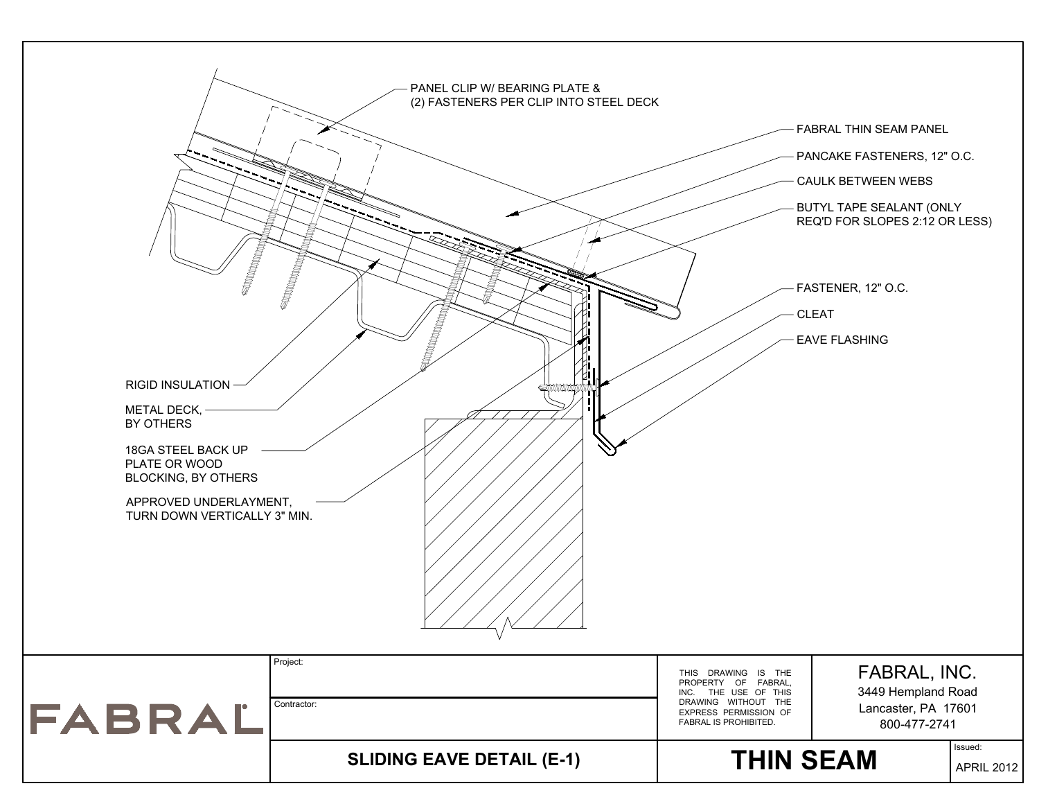PANEL CLIP W/ BEARING PLATE &
(2) FASTENERS PER CLIP INTO STEEL DECK

FABRAL THIN SEAM PANEL

PANCAKE FASTENERS, 12" O.C.

CAULK BETWEEN WEBS

BUTYL TAPE SEALANT (ONLY REQ'D FOR SLOPES 2:12 OR LESS)

FASTENER, 12" O.C.

CLEAT

EAVE FLASHING

RIGID INSULATION

METAL DECK, BY OTHERS

18GA STEEL BACK UP PLATE OR WOOD BLOCKING, BY OTHERS

APPROVED UNDERLAYMENT, TURN DOWN VERTICALLY 3" MIN.

| FABRAL | Project: | THIS DRAWING IS THE PROPERTY OF FABRAL, INC. THE USE OF THIS DRAWING WITHOUT THE EXPRESS PERMISSION OF FABRAL IS PROHIBITED. | FABRAL, INC. 3449 Hempland Road Lancaster, PA 17601 800-477-2741 |
|---|---|---|---|
| | Contractor: | | |
| | **SLIDING EAVE DETAIL (E-1)** | **THIN SEAM** | Issued: APRIL 2012 |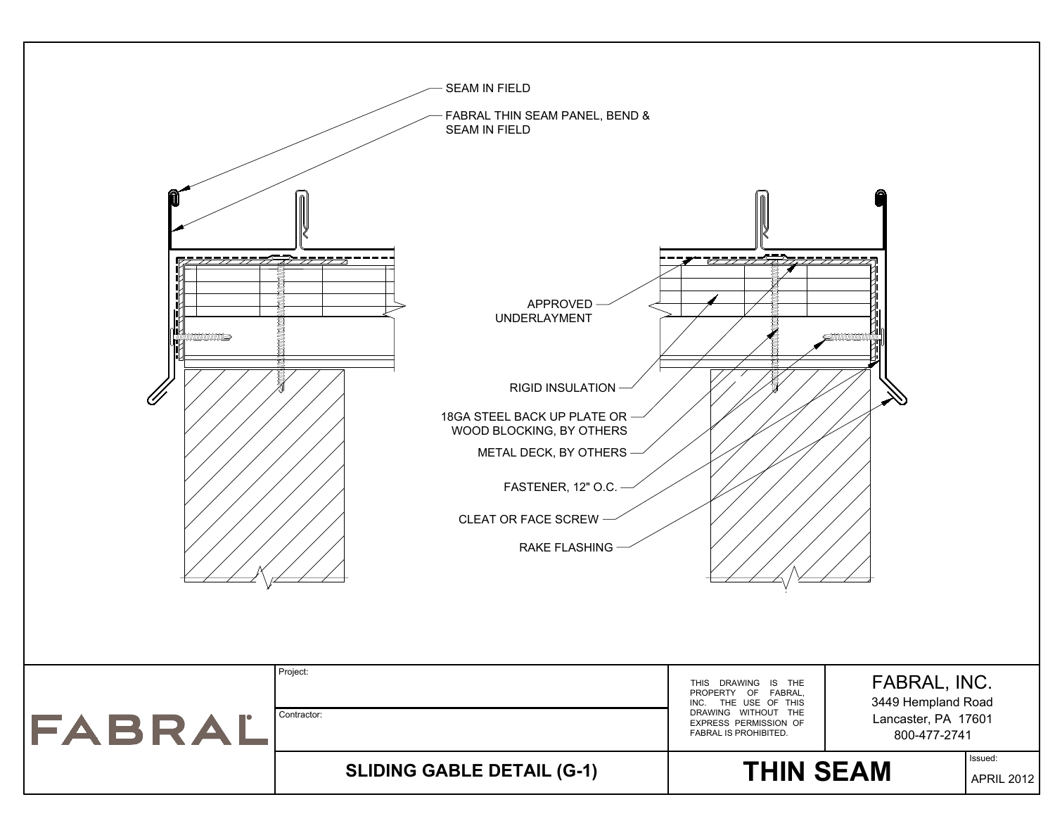SEAM IN FIELD

FABRAL THIN SEAM PANEL, BEND & SEAM IN FIELD

APPROVED UNDERLAYMENT

RIGID INSULATION

18GA STEEL BACK UP PLATE OR WOOD BLOCKING, BY OTHERS

METAL DECK, BY OTHERS

FASTENER, 12" O.C.

CLEAT OR FACE SCREW

RAKE FLASHING

| FABRAL | Project: | THIS DRAWING IS THE PROPERTY OF FABRAL, INC. THE USE OF THIS DRAWING WITHOUT THE EXPRESS PERMISSION OF FABRAL IS PROHIBITED. | FABRAL, INC. 3449 Hempland Road Lancaster, PA 17601 800-477-2741 | |
|---|---|---|---|---|
| | Contractor: | | | |
| | **SLIDING GABLE DETAIL (G-1)** | **THIN SEAM** | | Issued: APRIL 2012 |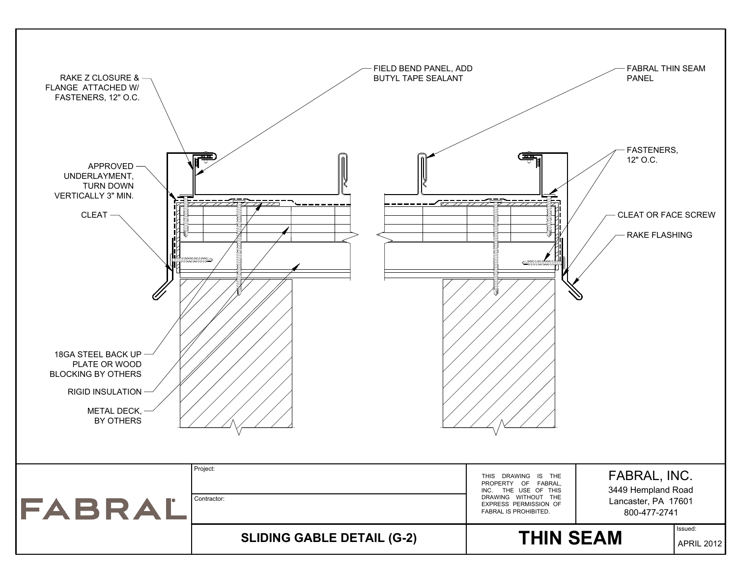RAKE Z CLOSURE & FLANGE ATTACHED W/ FASTENERS, 12" O.C.

FIELD BEND PANEL, ADD BUTYL TAPE SEALANT

FABRAL THIN SEAM PANEL

APPROVED UNDERLAYMENT, TURN DOWN VERTICALLY 3" MIN.

FASTENERS, 12" O.C.

CLEAT

CLEAT OR FACE SCREW

RAKE FLASHING

18GA STEEL BACK UP PLATE OR WOOD BLOCKING BY OTHERS

RIGID INSULATION

METAL DECK, BY OTHERS

| FABRAL | Project: | THIS DRAWING IS THE PROPERTY OF FABRAL, INC. THE USE OF THIS DRAWING WITHOUT THE EXPRESS PERMISSION OF FABRAL IS PROHIBITED. | FABRAL, INC. 3449 Hempland Road Lancaster, PA 17601 800-477-2741 |
|---|---|---|---|
| | Contractor: | | |
| | **SLIDING GABLE DETAIL (G-2)** | **THIN SEAM** | Issued: APRIL 2012 |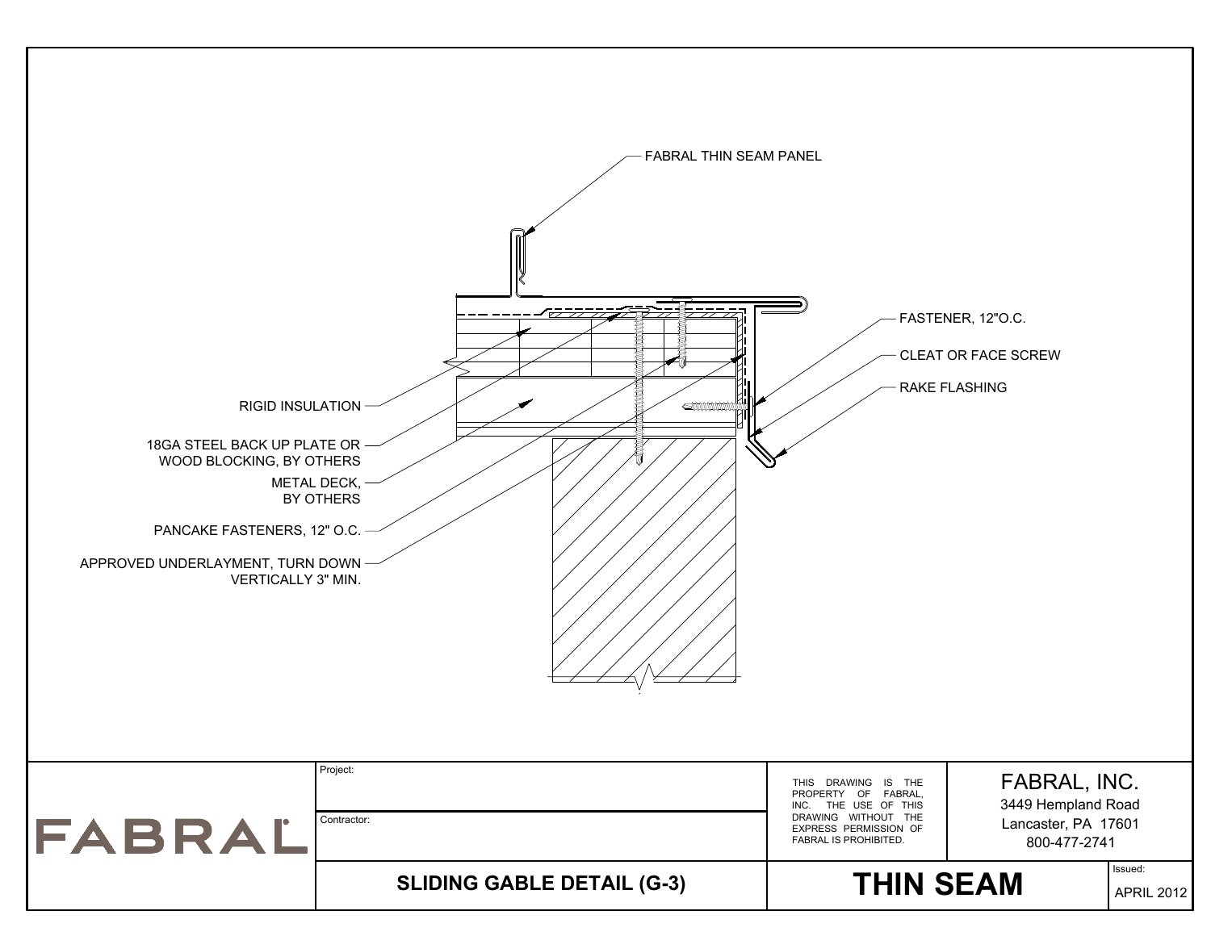FABRAL THIN SEAM PANEL

RIGID INSULATION

18GA STEEL BACK UP PLATE OR WOOD BLOCKING, BY OTHERS

METAL DECK, BY OTHERS

PANCAKE FASTENERS, 12" O.C.

APPROVED UNDERLAYMENT, TURN DOWN VERTICALLY 3" MIN.

FASTENER, 12"O.C.

CLEAT OR FACE SCREW

RAKE FLASHING

FABRAL

Project:

Contractor:

THIS DRAWING IS THE PROPERTY OF FABRAL, INC. THE USE OF THIS DRAWING WITHOUT THE EXPRESS PERMISSION OF FABRAL IS PROHIBITED.

FABRAL, INC.
3449 Hempland Road
Lancaster, PA 17601
800-477-2741

**SLIDING GABLE DETAIL (G-3)**

**THIN SEAM**

Issued:
APRIL 2012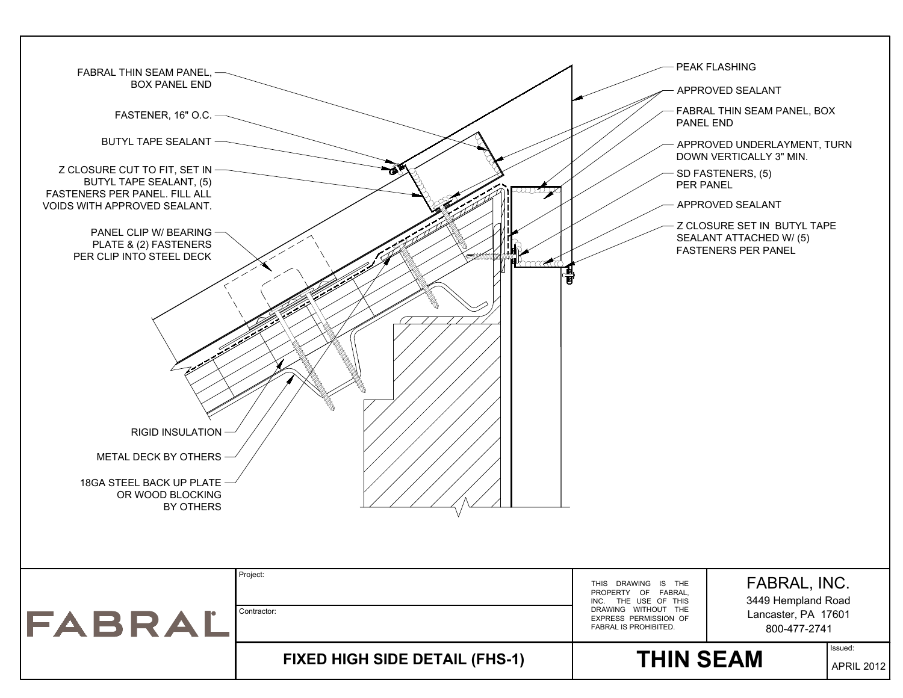FABRAL THIN SEAM PANEL, BOX PANEL END

FASTENER, 16" O.C.

BUTYL TAPE SEALANT

Z CLOSURE CUT TO FIT, SET IN BUTYL TAPE SEALANT, (5) FASTENERS PER PANEL. FILL ALL VOIDS WITH APPROVED SEALANT.

PANEL CLIP W/ BEARING PLATE & (2) FASTENERS PER CLIP INTO STEEL DECK

RIGID INSULATION

METAL DECK BY OTHERS

18GA STEEL BACK UP PLATE OR WOOD BLOCKING BY OTHERS

PEAK FLASHING

APPROVED SEALANT

FABRAL THIN SEAM PANEL, BOX PANEL END

APPROVED UNDERLAYMENT, TURN DOWN VERTICALLY 3" MIN.

SD FASTENERS, (5) PER PANEL

APPROVED SEALANT

Z CLOSURE SET IN BUTYL TAPE SEALANT ATTACHED W/ (5) FASTENERS PER PANEL

| FABRAL | Project: | THIS DRAWING IS THE PROPERTY OF FABRAL, INC. THE USE OF THIS DRAWING WITHOUT THE EXPRESS PERMISSION OF FABRAL IS PROHIBITED. | FABRAL, INC. 3449 Hempland Road Lancaster, PA 17601 800-477-2741 |
|---|---|---|---|
| | Contractor: | | |
| | **FIXED HIGH SIDE DETAIL (FHS-1)** | **THIN SEAM** | Issued: APRIL 2012 |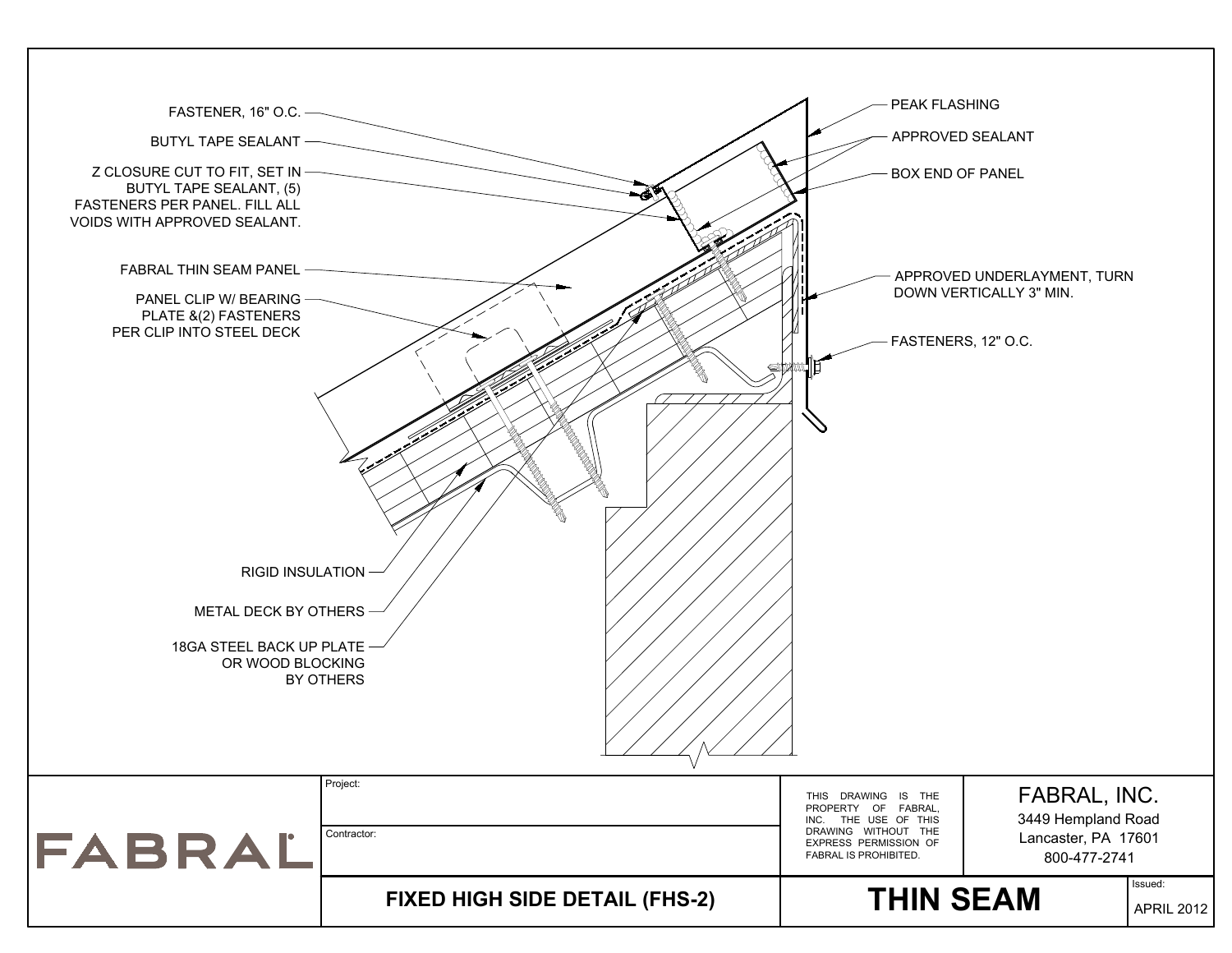FASTENER, 16" O.C.

BUTYL TAPE SEALANT

Z CLOSURE CUT TO FIT, SET IN BUTYL TAPE SEALANT, (5) FASTENERS PER PANEL. FILL ALL VOIDS WITH APPROVED SEALANT.

FABRAL THIN SEAM PANEL

PANEL CLIP W/ BEARING PLATE &(2) FASTENERS PER CLIP INTO STEEL DECK

RIGID INSULATION

METAL DECK BY OTHERS

18GA STEEL BACK UP PLATE OR WOOD BLOCKING BY OTHERS

PEAK FLASHING

APPROVED SEALANT

BOX END OF PANEL

APPROVED UNDERLAYMENT, TURN DOWN VERTICALLY 3" MIN.

FASTENERS, 12" O.C.

| FABRAL | Project: | THIS DRAWING IS THE PROPERTY OF FABRAL, INC. THE USE OF THIS DRAWING WITHOUT THE EXPRESS PERMISSION OF FABRAL IS PROHIBITED. | FABRAL, INC. 3449 Hempland Road Lancaster, PA 17601 800-477-2741 |
|---|---|---|---|
| | Contractor: | | |
| | **FIXED HIGH SIDE DETAIL (FHS-2)** | **THIN SEAM** | Issued: APRIL 2012 |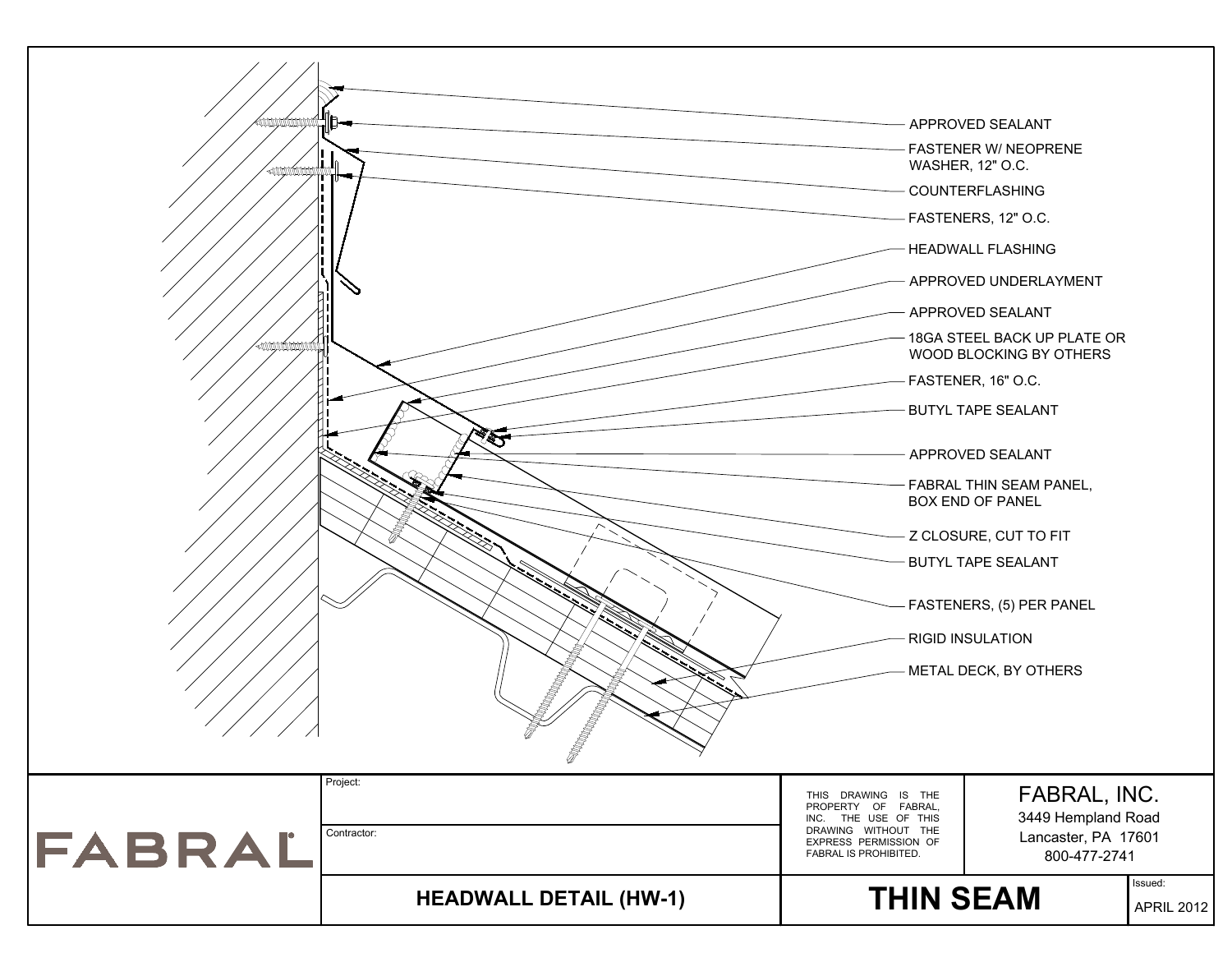- APPROVED SEALANT
- FASTENER W/ NEOPRENE WASHER, 12" O.C.
- COUNTERFLASHING
- FASTENERS, 12" O.C.
- HEADWALL FLASHING
- APPROVED UNDERLAYMENT
- APPROVED SEALANT
- 18GA STEEL BACK UP PLATE OR WOOD BLOCKING BY OTHERS
- FASTENER, 16" O.C.
- BUTYL TAPE SEALANT
- APPROVED SEALANT
- FABRAL THIN SEAM PANEL, BOX END OF PANEL
- Z CLOSURE, CUT TO FIT
- BUTYL TAPE SEALANT
- FASTENERS, (5) PER PANEL
- RIGID INSULATION
- METAL DECK, BY OTHERS

| FABRAL | Project: | THIS DRAWING IS THE PROPERTY OF FABRAL, INC. THE USE OF THIS DRAWING WITHOUT THE EXPRESS PERMISSION OF FABRAL IS PROHIBITED. | FABRAL, INC. 3449 Hempland Road Lancaster, PA 17601 800-477-2741 |
|---|---|---|---|
| | Contractor: | | |
| | **HEADWALL DETAIL (HW-1)** | **THIN SEAM** | Issued: APRIL 2012 |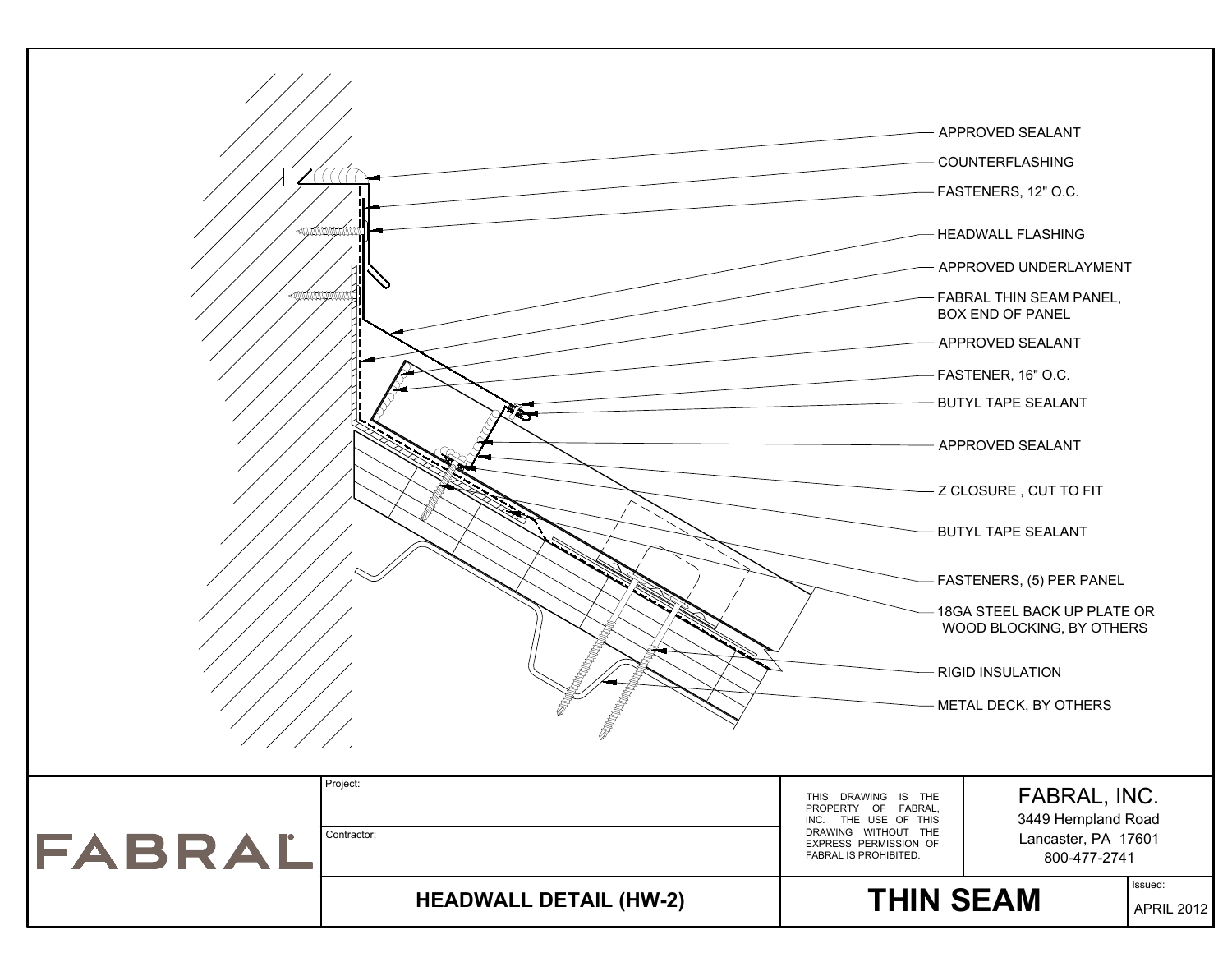APPROVED SEALANT

COUNTERFLASHING

FASTENERS, 12" O.C.

HEADWALL FLASHING

APPROVED UNDERLAYMENT

FABRAL THIN SEAM PANEL, BOX END OF PANEL

APPROVED SEALANT

FASTENER, 16" O.C.

BUTYL TAPE SEALANT

APPROVED SEALANT

Z CLOSURE , CUT TO FIT

BUTYL TAPE SEALANT

FASTENERS, (5) PER PANEL

18GA STEEL BACK UP PLATE OR WOOD BLOCKING, BY OTHERS

RIGID INSULATION

METAL DECK, BY OTHERS

| FABRAL | Project: | THIS DRAWING IS THE PROPERTY OF FABRAL, INC. THE USE OF THIS DRAWING WITHOUT THE EXPRESS PERMISSION OF FABRAL IS PROHIBITED. | FABRAL, INC. 3449 Hempland Road Lancaster, PA 17601 800-477-2741 | |
|---|---|---|---|---|
| | Contractor: | | | |
| | **HEADWALL DETAIL (HW-2)** | **THIN SEAM** | | Issued: APRIL 2012 |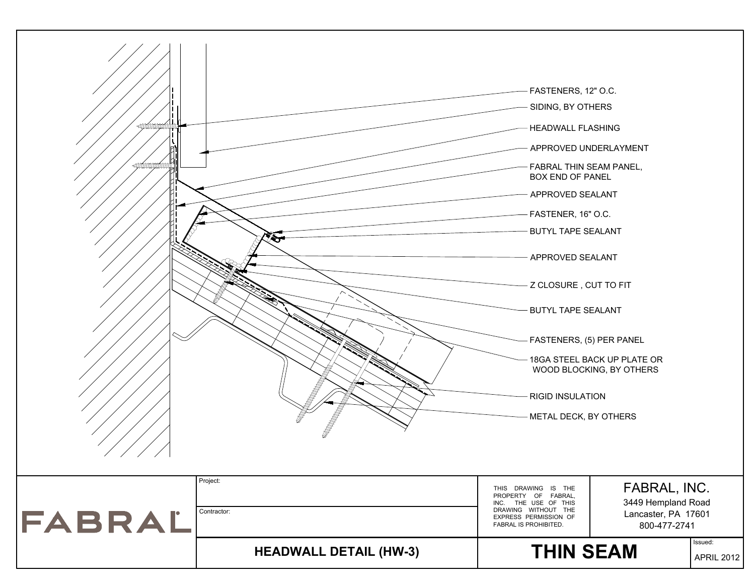- FASTENERS, 12" O.C.
- SIDING, BY OTHERS
- HEADWALL FLASHING
- APPROVED UNDERLAYMENT
- FABRAL THIN SEAM PANEL, BOX END OF PANEL
- APPROVED SEALANT
- FASTENER, 16" O.C.
- BUTYL TAPE SEALANT
- APPROVED SEALANT
- Z CLOSURE , CUT TO FIT
- BUTYL TAPE SEALANT
- FASTENERS, (5) PER PANEL
- 18GA STEEL BACK UP PLATE OR WOOD BLOCKING, BY OTHERS
- RIGID INSULATION
- METAL DECK, BY OTHERS

FABRAL

Project:

Contractor:

THIS DRAWING IS THE PROPERTY OF FABRAL, INC. THE USE OF THIS DRAWING WITHOUT THE EXPRESS PERMISSION OF FABRAL IS PROHIBITED.

FABRAL, INC.
3449 Hempland Road
Lancaster, PA 17601
800-477-2741

**HEADWALL DETAIL (HW-3)**

**THIN SEAM**

Issued:
APRIL 2012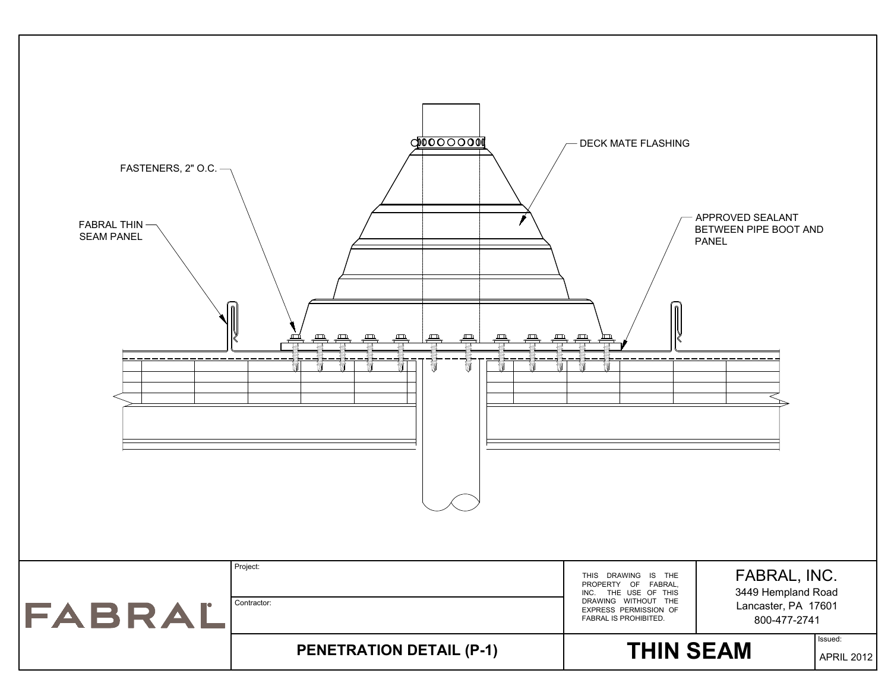FASTENERS, 2" O.C.

FABRAL THIN SEAM PANEL

DECK MATE FLASHING

APPROVED SEALANT BETWEEN PIPE BOOT AND PANEL

FABRAL

Project:

Contractor:

THIS DRAWING IS THE PROPERTY OF FABRAL, INC. THE USE OF THIS DRAWING WITHOUT THE EXPRESS PERMISSION OF FABRAL IS PROHIBITED.

FABRAL, INC.
3449 Hempland Road
Lancaster, PA 17601
800-477-2741

**PENETRATION DETAIL (P-1)**

**THIN SEAM**

Issued:
APRIL 2012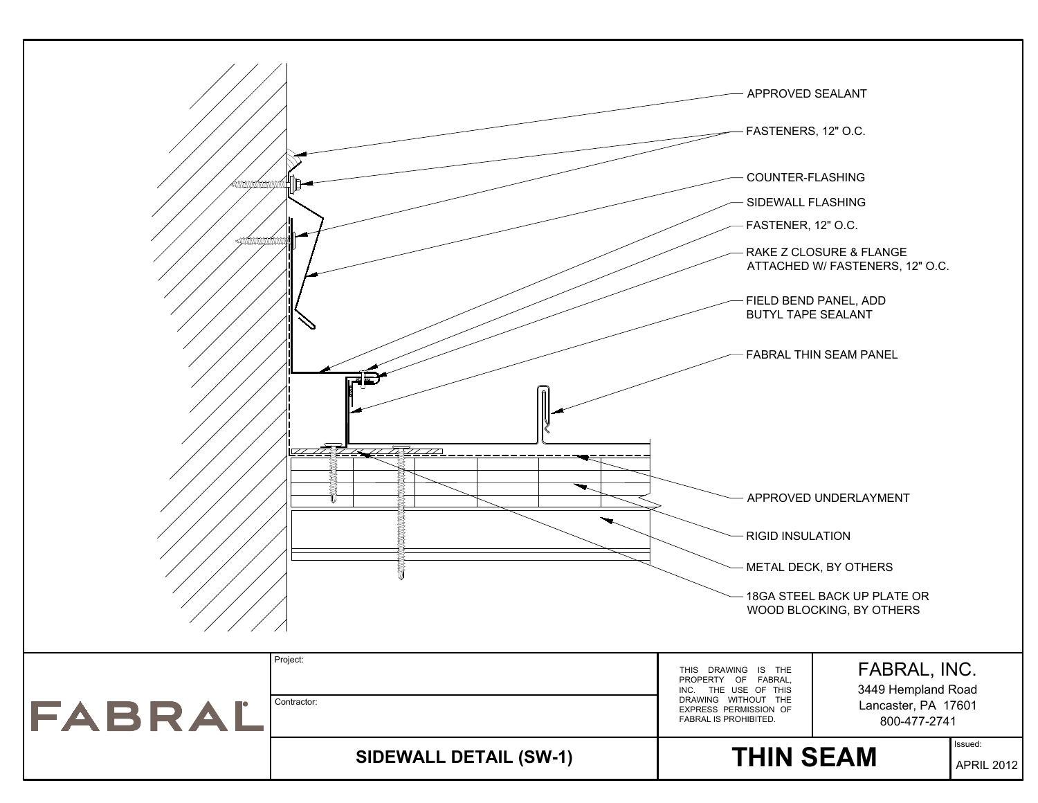- APPROVED SEALANT
- FASTENERS, 12" O.C.
- COUNTER-FLASHING
- SIDEWALL FLASHING
- FASTENER, 12" O.C.
- RAKE Z CLOSURE & FLANGE ATTACHED W/ FASTENERS, 12" O.C.
- FIELD BEND PANEL, ADD BUTYL TAPE SEALANT
- FABRAL THIN SEAM PANEL
- APPROVED UNDERLAYMENT
- RIGID INSULATION
- METAL DECK, BY OTHERS
- 18GA STEEL BACK UP PLATE OR WOOD BLOCKING, BY OTHERS

| FABRAL | Project: | THIS DRAWING IS THE PROPERTY OF FABRAL, INC. THE USE OF THIS DRAWING WITHOUT THE EXPRESS PERMISSION OF FABRAL IS PROHIBITED. | FABRAL, INC. 3449 Hempland Road Lancaster, PA 17601 800-477-2741 |
|---|---|---|---|
| | Contractor: | | |
| | **SIDEWALL DETAIL (SW-1)** | **THIN SEAM** | Issued: APRIL 2012 |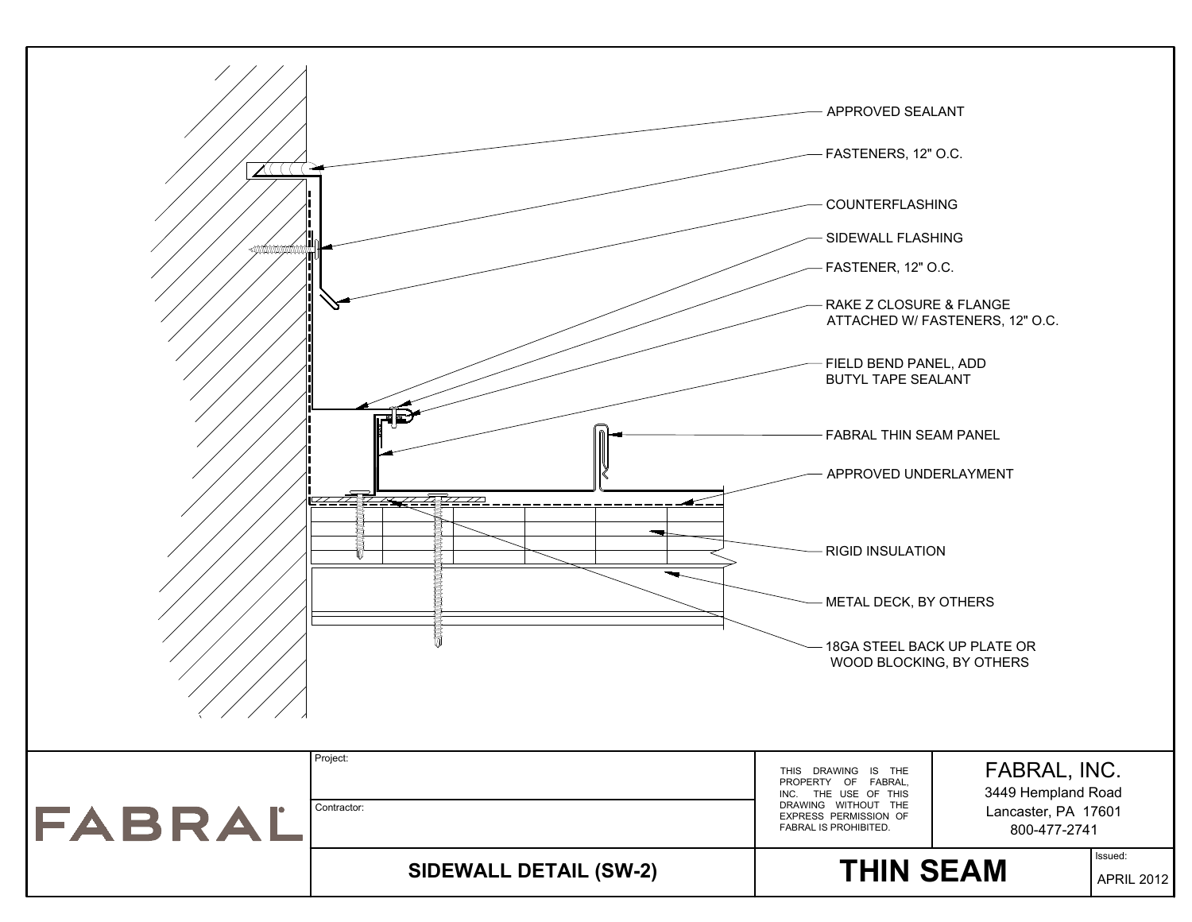APPROVED SEALANT

FASTENERS, 12" O.C.

COUNTERFLASHING

SIDEWALL FLASHING

FASTENER, 12" O.C.

RAKE Z CLOSURE & FLANGE ATTACHED W/ FASTENERS, 12" O.C.

FIELD BEND PANEL, ADD BUTYL TAPE SEALANT

FABRAL THIN SEAM PANEL

APPROVED UNDERLAYMENT

RIGID INSULATION

METAL DECK, BY OTHERS

18GA STEEL BACK UP PLATE OR WOOD BLOCKING, BY OTHERS

| FABRAL | Project: | THIS DRAWING IS THE PROPERTY OF FABRAL, INC. THE USE OF THIS DRAWING WITHOUT THE EXPRESS PERMISSION OF FABRAL IS PROHIBITED. | FABRAL, INC. 3449 Hempland Road Lancaster, PA 17601 800-477-2741 |
|---|---|---|---|
| | Contractor: | | |
| | **SIDEWALL DETAIL (SW-2)** | **THIN SEAM** | Issued: APRIL 2012 |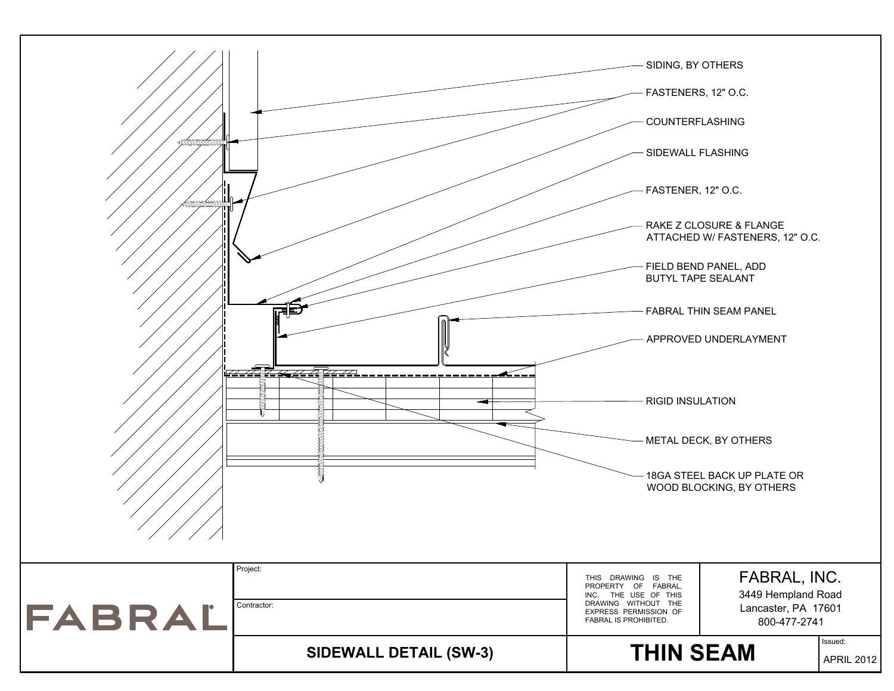- SIDING, BY OTHERS
- FASTENERS, 12" O.C.
- COUNTERFLASHING
- SIDEWALL FLASHING
- FASTENER, 12" O.C.
- RAKE Z CLOSURE & FLANGE ATTACHED W/ FASTENERS, 12" O.C.
- FIELD BEND PANEL, ADD BUTYL TAPE SEALANT
- FABRAL THIN SEAM PANEL
- APPROVED UNDERLAYMENT
- RIGID INSULATION
- METAL DECK, BY OTHERS
- 18GA STEEL BACK UP PLATE OR WOOD BLOCKING, BY OTHERS

| FABRAL | Project: | THIS DRAWING IS THE PROPERTY OF FABRAL, INC. THE USE OF THIS DRAWING WITHOUT THE EXPRESS PERMISSION OF FABRAL IS PROHIBITED. | FABRAL, INC. 3449 Hempland Road Lancaster, PA 17601 800-477-2741 |
|---|---|---|---|
| | Contractor: | | |
| | **SIDEWALL DETAIL (SW-3)** | **THIN SEAM** | Issued: APRIL 2012 |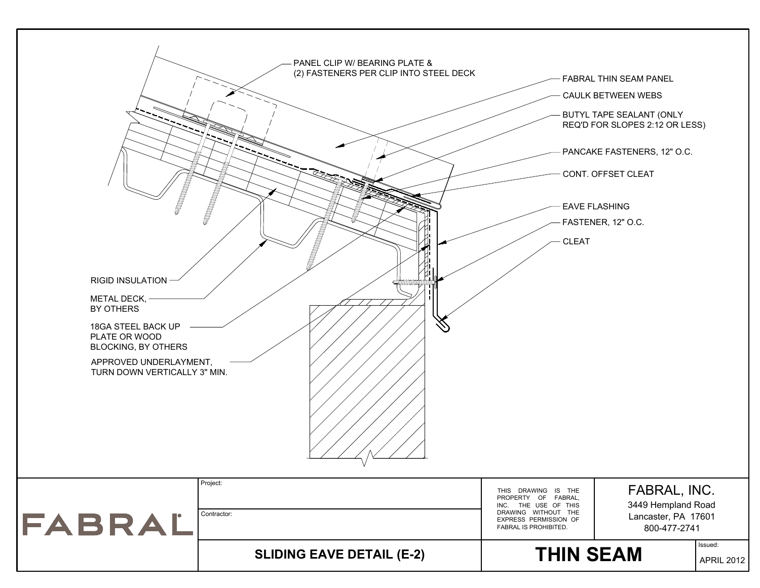PANEL CLIP W/ BEARING PLATE & (2) FASTENERS PER CLIP INTO STEEL DECK

FABRAL THIN SEAM PANEL

CAULK BETWEEN WEBS

BUTYL TAPE SEALANT (ONLY REQ'D FOR SLOPES 2:12 OR LESS)

PANCAKE FASTENERS, 12" O.C.

CONT. OFFSET CLEAT

EAVE FLASHING

FASTENER, 12" O.C.

CLEAT

RIGID INSULATION

METAL DECK, BY OTHERS

18GA STEEL BACK UP PLATE OR WOOD BLOCKING, BY OTHERS

APPROVED UNDERLAYMENT, TURN DOWN VERTICALLY 3" MIN.

| FABRAL | Project: | THIS DRAWING IS THE PROPERTY OF FABRAL, INC. THE USE OF THIS DRAWING WITHOUT THE EXPRESS PERMISSION OF FABRAL IS PROHIBITED. | FABRAL, INC. 3449 Hempland Road Lancaster, PA 17601 800-477-2741 |
|---|---|---|---|
| | Contractor: | | |
| | **SLIDING EAVE DETAIL (E-2)** | **THIN SEAM** | Issued: APRIL 2012 |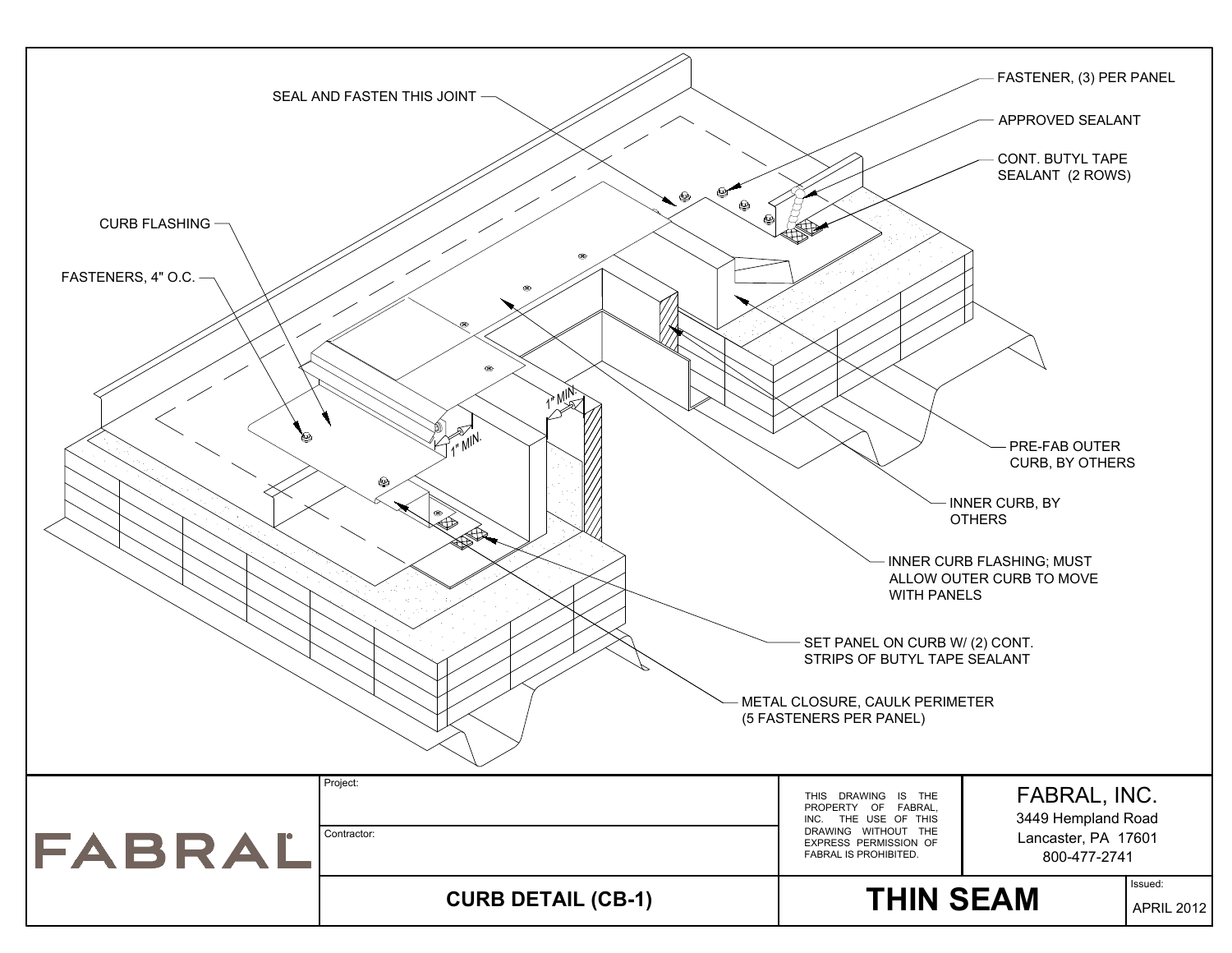SEAL AND FASTEN THIS JOINT

FASTENER, (3) PER PANEL

APPROVED SEALANT

CONT. BUTYL TAPE SEALANT (2 ROWS)

CURB FLASHING

FASTENERS, 4" O.C.

1" MIN.

1" MIN.

PRE-FAB OUTER CURB, BY OTHERS

INNER CURB, BY OTHERS

INNER CURB FLASHING; MUST ALLOW OUTER CURB TO MOVE WITH PANELS

SET PANEL ON CURB W/ (2) CONT. STRIPS OF BUTYL TAPE SEALANT

METAL CLOSURE, CAULK PERIMETER (5 FASTENERS PER PANEL)

| FABRAL | Project: | THIS DRAWING IS THE PROPERTY OF FABRAL, INC. THE USE OF THIS DRAWING WITHOUT THE EXPRESS PERMISSION OF FABRAL IS PROHIBITED. | FABRAL, INC. 3449 Hempland Road Lancaster, PA 17601 800-477-2741 |
|---|---|---|---|
| | Contractor: | | |
| | **CURB DETAIL (CB-1)** | **THIN SEAM** | Issued: APRIL 2012 |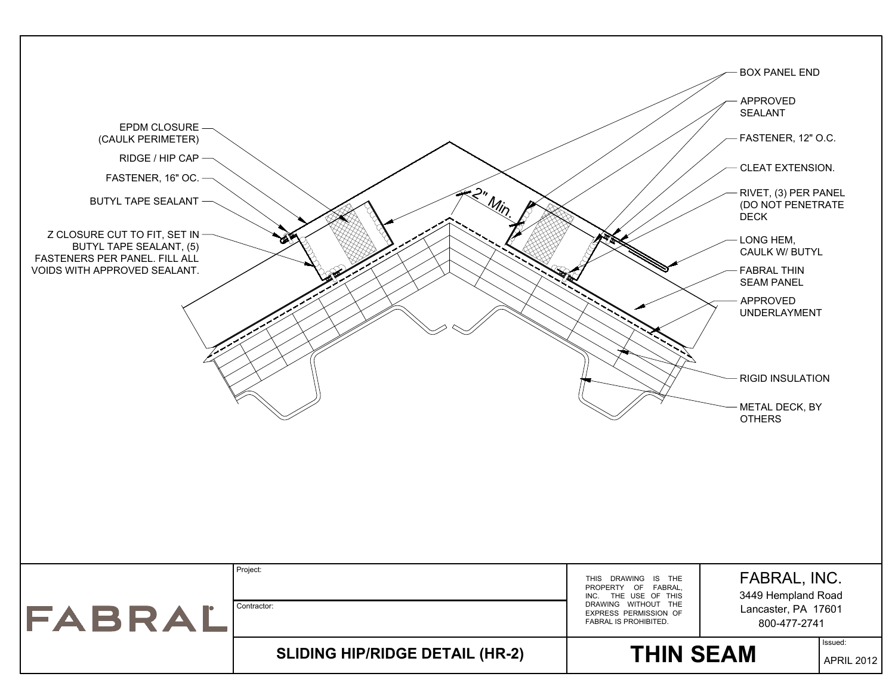EPDM CLOSURE (CAULK PERIMETER)

RIDGE / HIP CAP

FASTENER, 16" OC.

BUTYL TAPE SEALANT

Z CLOSURE CUT TO FIT, SET IN BUTYL TAPE SEALANT, (5) FASTENERS PER PANEL. FILL ALL VOIDS WITH APPROVED SEALANT.

2" Min.

BOX PANEL END

APPROVED SEALANT

FASTENER, 12" O.C.

CLEAT EXTENSION.

RIVET, (3) PER PANEL (DO NOT PENETRATE DECK

LONG HEM, CAULK W/ BUTYL

FABRAL THIN SEAM PANEL

APPROVED UNDERLAYMENT

RIGID INSULATION

METAL DECK, BY OTHERS

FABRAL

Project:

Contractor:

THIS DRAWING IS THE PROPERTY OF FABRAL, INC. THE USE OF THIS DRAWING WITHOUT THE EXPRESS PERMISSION OF FABRAL IS PROHIBITED.

FABRAL, INC.
3449 Hempland Road
Lancaster, PA 17601
800-477-2741

**SLIDING HIP/RIDGE DETAIL (HR-2)**

**THIN SEAM**

Issued:
APRIL 2012